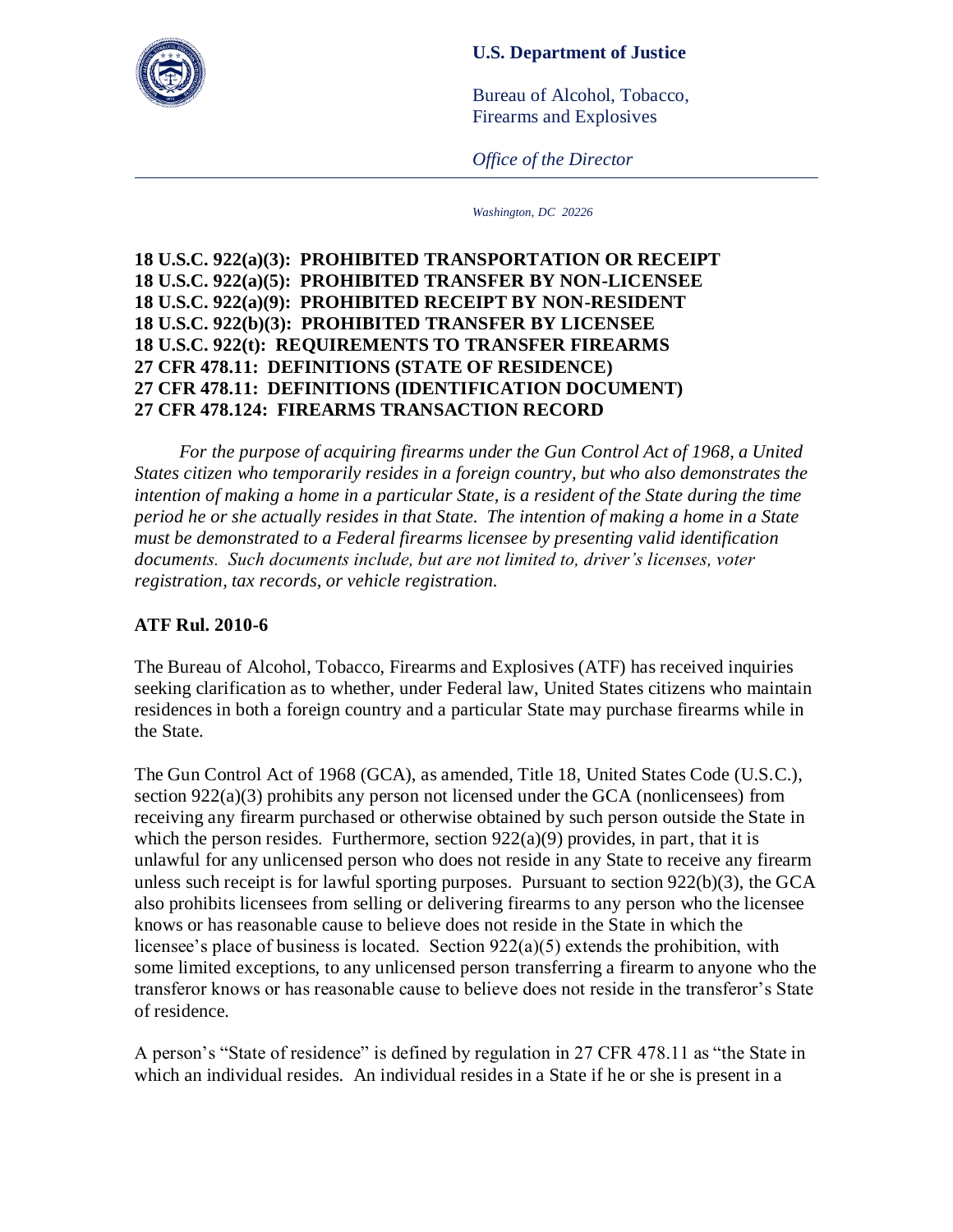**U.S. Department of Justice**

Bureau of Alcohol, Tobacco, Firearms and Explosives

*Office of the Director*

*Washington, DC 20226*

**18 U.S.C. 922(a)(3): PROHIBITED TRANSPORTATION OR RECEIPT**
**18 U.S.C. 922(a)(5): PROHIBITED TRANSFER BY NON-LICENSEE**
**18 U.S.C. 922(a)(9): PROHIBITED RECEIPT BY NON-RESIDENT**
**18 U.S.C. 922(b)(3): PROHIBITED TRANSFER BY LICENSEE**
**18 U.S.C. 922(t): REQUIREMENTS TO TRANSFER FIREARMS**
**27 CFR 478.11: DEFINITIONS (STATE OF RESIDENCE)**
**27 CFR 478.11: DEFINITIONS (IDENTIFICATION DOCUMENT)**
**27 CFR 478.124: FIREARMS TRANSACTION RECORD**

*For the purpose of acquiring firearms under the Gun Control Act of 1968, a United States citizen who temporarily resides in a foreign country, but who also demonstrates the intention of making a home in a particular State, is a resident of the State during the time period he or she actually resides in that State. The intention of making a home in a State must be demonstrated to a Federal firearms licensee by presenting valid identification documents. Such documents include, but are not limited to, driver's licenses, voter registration, tax records, or vehicle registration.*

**ATF Rul. 2010-6**

The Bureau of Alcohol, Tobacco, Firearms and Explosives (ATF) has received inquiries seeking clarification as to whether, under Federal law, United States citizens who maintain residences in both a foreign country and a particular State may purchase firearms while in the State.

The Gun Control Act of 1968 (GCA), as amended, Title 18, United States Code (U.S.C.), section 922(a)(3) prohibits any person not licensed under the GCA (nonlicensees) from receiving any firearm purchased or otherwise obtained by such person outside the State in which the person resides. Furthermore, section 922(a)(9) provides, in part, that it is unlawful for any unlicensed person who does not reside in any State to receive any firearm unless such receipt is for lawful sporting purposes. Pursuant to section 922(b)(3), the GCA also prohibits licensees from selling or delivering firearms to any person who the licensee knows or has reasonable cause to believe does not reside in the State in which the licensee's place of business is located. Section 922(a)(5) extends the prohibition, with some limited exceptions, to any unlicensed person transferring a firearm to anyone who the transferor knows or has reasonable cause to believe does not reside in the transferor's State of residence.

A person's "State of residence" is defined by regulation in 27 CFR 478.11 as "the State in which an individual resides. An individual resides in a State if he or she is present in a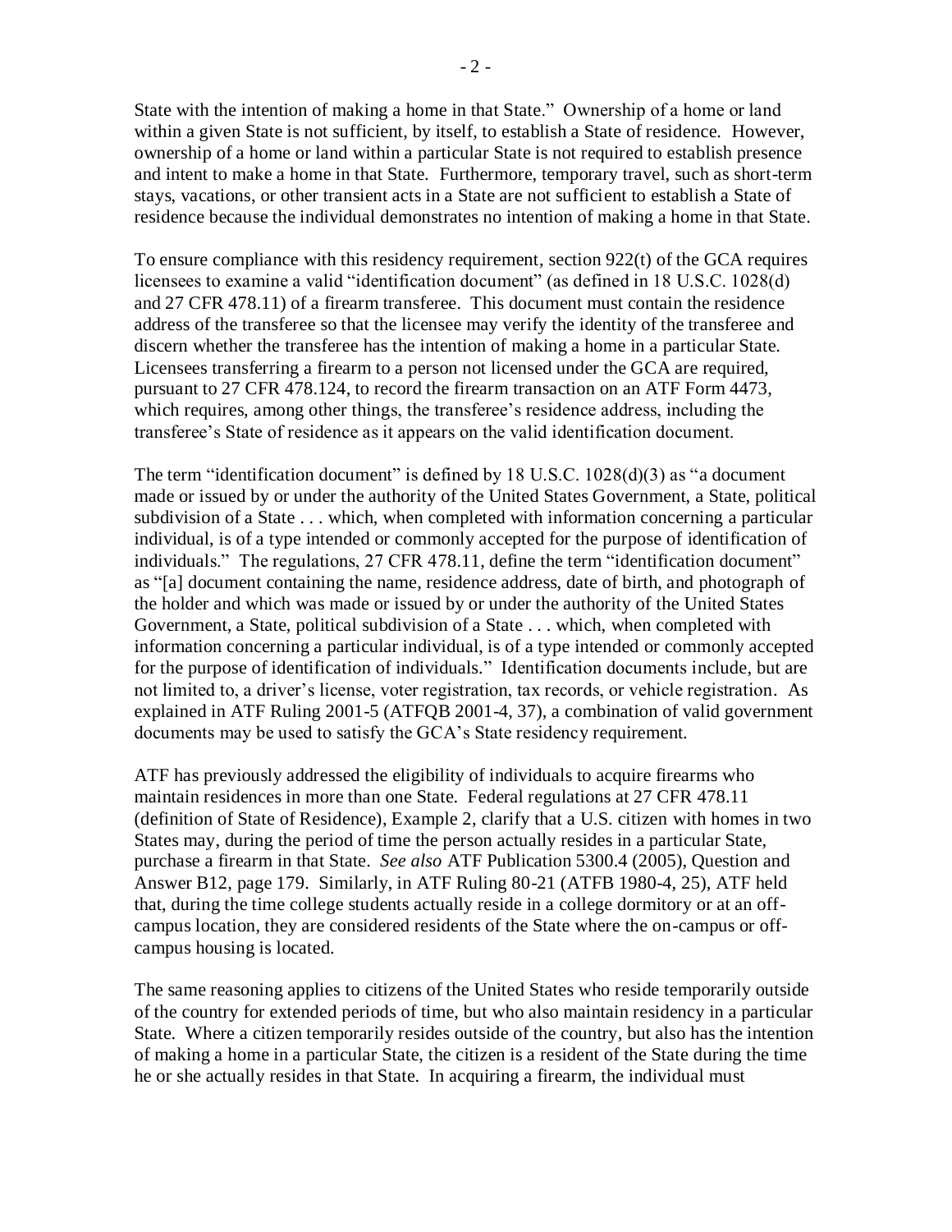State with the intention of making a home in that State." Ownership of a home or land within a given State is not sufficient, by itself, to establish a State of residence. However, ownership of a home or land within a particular State is not required to establish presence and intent to make a home in that State. Furthermore, temporary travel, such as short-term stays, vacations, or other transient acts in a State are not sufficient to establish a State of residence because the individual demonstrates no intention of making a home in that State.

To ensure compliance with this residency requirement, section 922(t) of the GCA requires licensees to examine a valid "identification document" (as defined in 18 U.S.C. 1028(d) and 27 CFR 478.11) of a firearm transferee. This document must contain the residence address of the transferee so that the licensee may verify the identity of the transferee and discern whether the transferee has the intention of making a home in a particular State. Licensees transferring a firearm to a person not licensed under the GCA are required, pursuant to 27 CFR 478.124, to record the firearm transaction on an ATF Form 4473, which requires, among other things, the transferee's residence address, including the transferee's State of residence as it appears on the valid identification document.

The term "identification document" is defined by 18 U.S.C. 1028(d)(3) as "a document made or issued by or under the authority of the United States Government, a State, political subdivision of a State . . . which, when completed with information concerning a particular individual, is of a type intended or commonly accepted for the purpose of identification of individuals." The regulations, 27 CFR 478.11, define the term "identification document" as "[a] document containing the name, residence address, date of birth, and photograph of the holder and which was made or issued by or under the authority of the United States Government, a State, political subdivision of a State . . . which, when completed with information concerning a particular individual, is of a type intended or commonly accepted for the purpose of identification of individuals." Identification documents include, but are not limited to, a driver's license, voter registration, tax records, or vehicle registration. As explained in ATF Ruling 2001-5 (ATFQB 2001-4, 37), a combination of valid government documents may be used to satisfy the GCA's State residency requirement.

ATF has previously addressed the eligibility of individuals to acquire firearms who maintain residences in more than one State. Federal regulations at 27 CFR 478.11 (definition of State of Residence), Example 2, clarify that a U.S. citizen with homes in two States may, during the period of time the person actually resides in a particular State, purchase a firearm in that State. *See also* ATF Publication 5300.4 (2005), Question and Answer B12, page 179. Similarly, in ATF Ruling 80-21 (ATFB 1980-4, 25), ATF held that, during the time college students actually reside in a college dormitory or at an off-campus location, they are considered residents of the State where the on-campus or off-campus housing is located.

The same reasoning applies to citizens of the United States who reside temporarily outside of the country for extended periods of time, but who also maintain residency in a particular State. Where a citizen temporarily resides outside of the country, but also has the intention of making a home in a particular State, the citizen is a resident of the State during the time he or she actually resides in that State. In acquiring a firearm, the individual must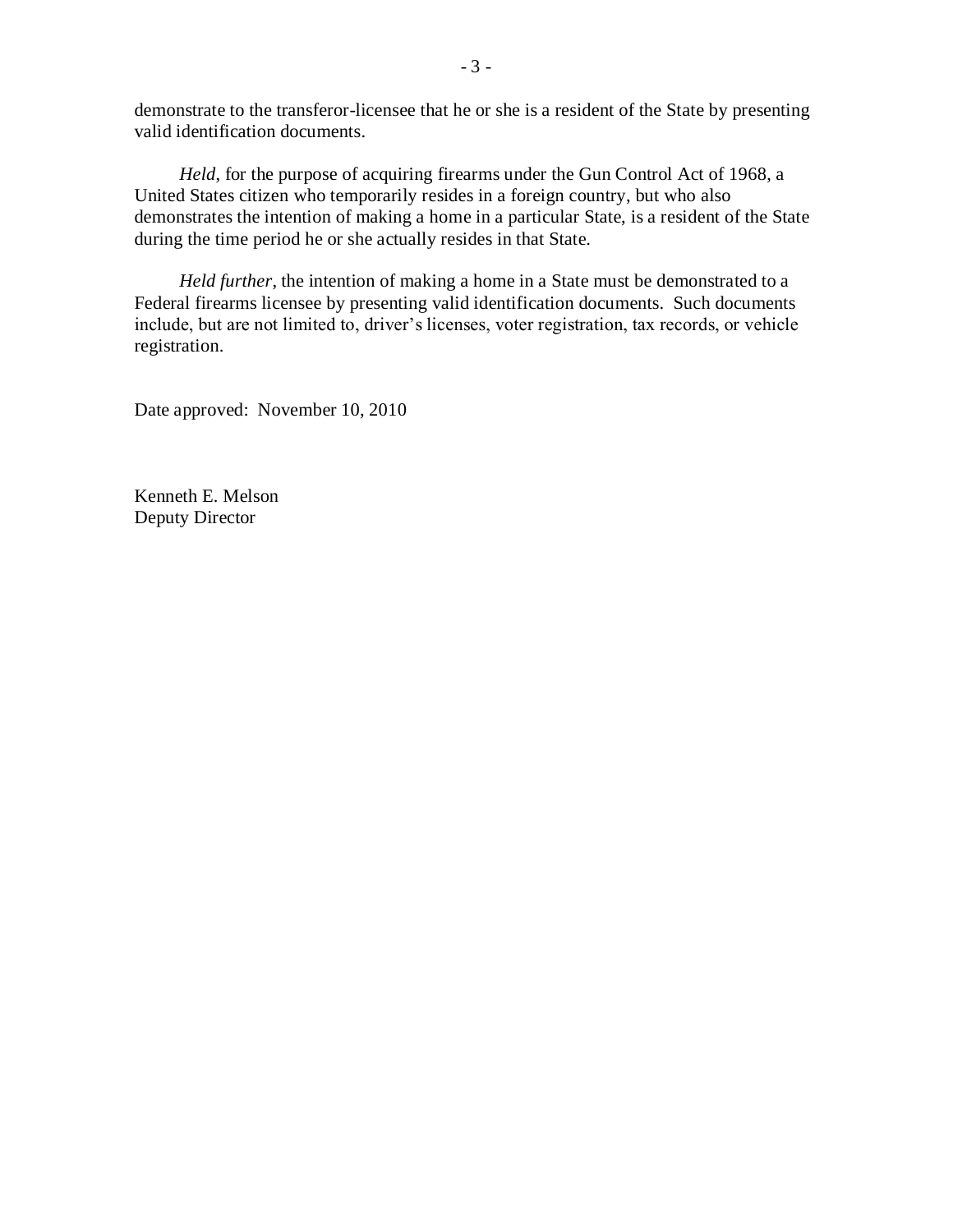demonstrate to the transferor-licensee that he or she is a resident of the State by presenting valid identification documents.

*Held*, for the purpose of acquiring firearms under the Gun Control Act of 1968, a United States citizen who temporarily resides in a foreign country, but who also demonstrates the intention of making a home in a particular State, is a resident of the State during the time period he or she actually resides in that State.

*Held further*, the intention of making a home in a State must be demonstrated to a Federal firearms licensee by presenting valid identification documents. Such documents include, but are not limited to, driver's licenses, voter registration, tax records, or vehicle registration.

Date approved: November 10, 2010

Kenneth E. Melson
Deputy Director